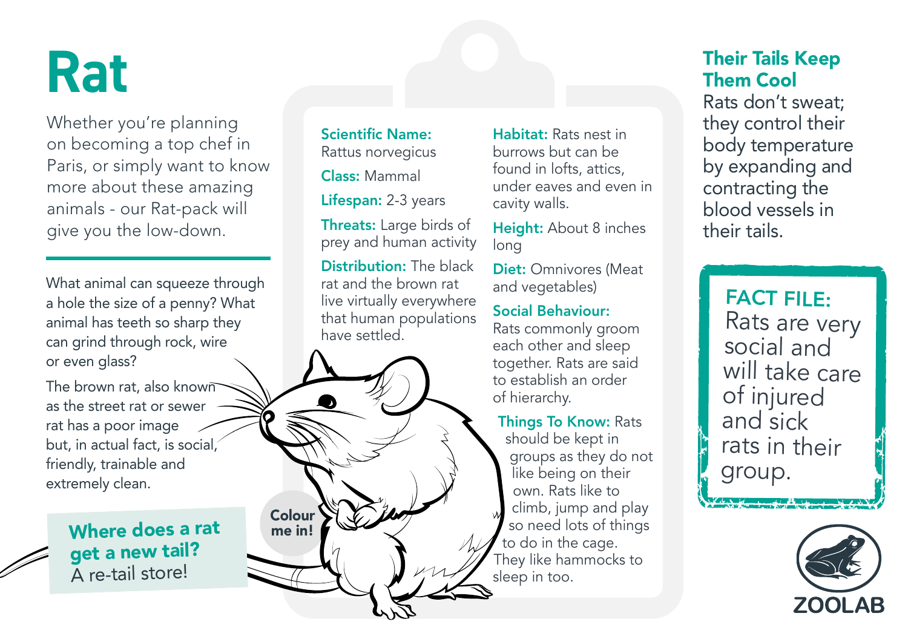# Rat

Whether you're planning on becoming a top chef in Paris, or simply want to know more about these amazing animals - our Rat-pack will give you the low-down.

What animal can squeeze through a hole the size of a penny? What animal has teeth so sharp they can grind through rock, wire or even glass?

The brown rat, also known as the street rat or sewer rat has a poor image but, in actual fact, is social, friendly, trainable and extremely clean.

**Where does a rat get a new tail?**
A re-tail store!

Colour me in!

**Scientific Name:** Rattus norvegicus

**Class:** Mammal

**Lifespan:** 2-3 years

**Threats:** Large birds of prey and human activity

**Distribution:** The black rat and the brown rat live virtually everywhere that human populations have settled.

**Habitat:** Rats nest in burrows but can be found in lofts, attics, under eaves and even in cavity walls.

**Height:** About 8 inches long

**Diet:** Omnivores (Meat and vegetables)

**Social Behaviour:** Rats commonly groom each other and sleep together. Rats are said to establish an order of hierarchy.

**Things To Know:** Rats should be kept in groups as they do not like being on their own. Rats like to climb, jump and play so need lots of things to do in the cage. They like hammocks to sleep in too.

## Their Tails Keep Them Cool

Rats don't sweat; they control their body temperature by expanding and contracting the blood vessels in their tails.

**FACT FILE:**
Rats are very social and will take care of injured and sick rats in their group.

ZOOLAB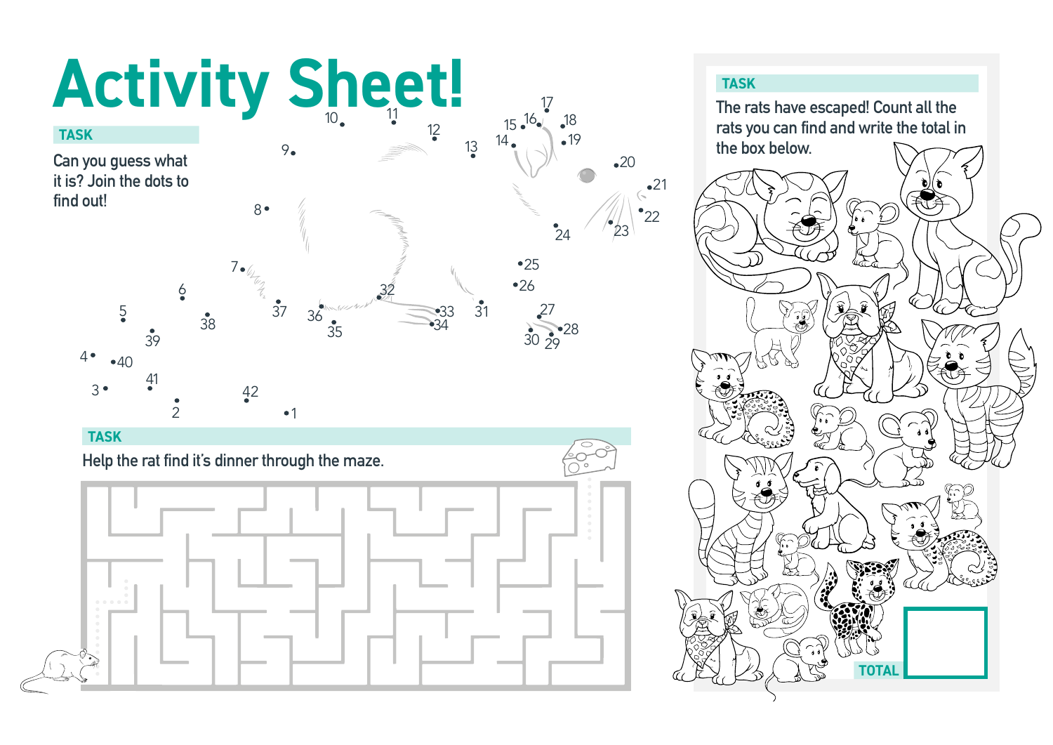# Activity Sheet!

## TASK

Can you guess what it is? Join the dots to find out!

## TASK

Help the rat find it's dinner through the maze.

## TASK

The rats have escaped! Count all the rats you can find and write the total in the box below.

TOTAL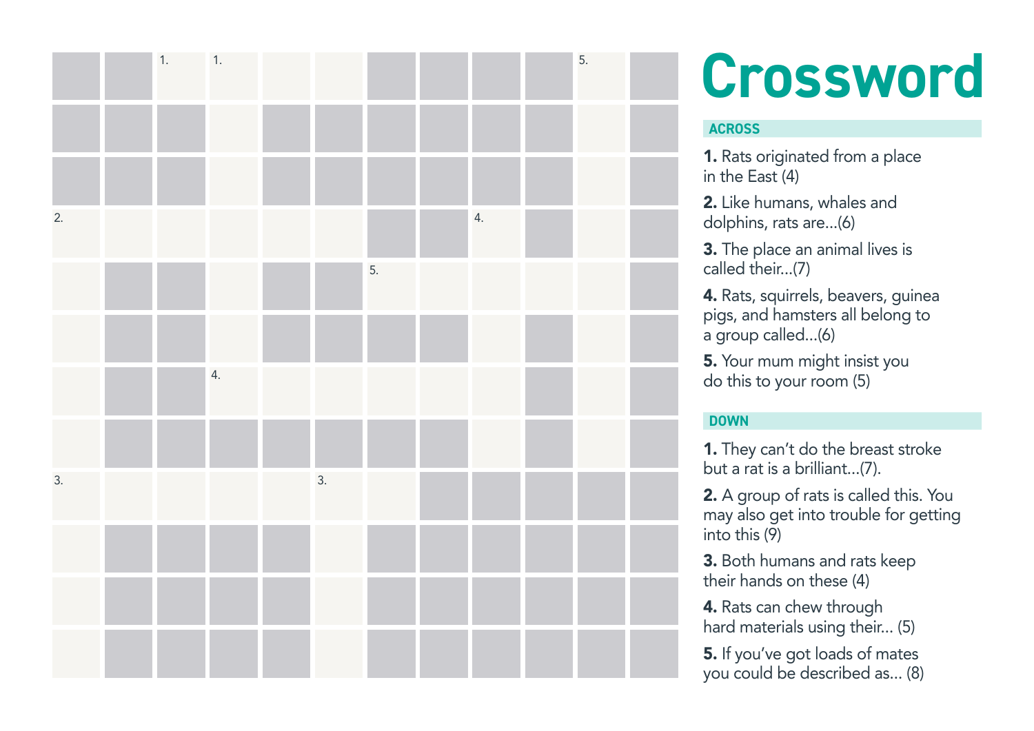# Crossword

## ACROSS

**1.** Rats originated from a place in the East (4)

**2.** Like humans, whales and dolphins, rats are...(6)

**3.** The place an animal lives is called their...(7)

**4.** Rats, squirrels, beavers, guinea pigs, and hamsters all belong to a group called...(6)

**5.** Your mum might insist you do this to your room (5)

## DOWN

**1.** They can't do the breast stroke but a rat is a brilliant...(7).

**2.** A group of rats is called this. You may also get into trouble for getting into this (9)

**3.** Both humans and rats keep their hands on these (4)

**4.** Rats can chew through hard materials using their... (5)

**5.** If you've got loads of mates you could be described as... (8)